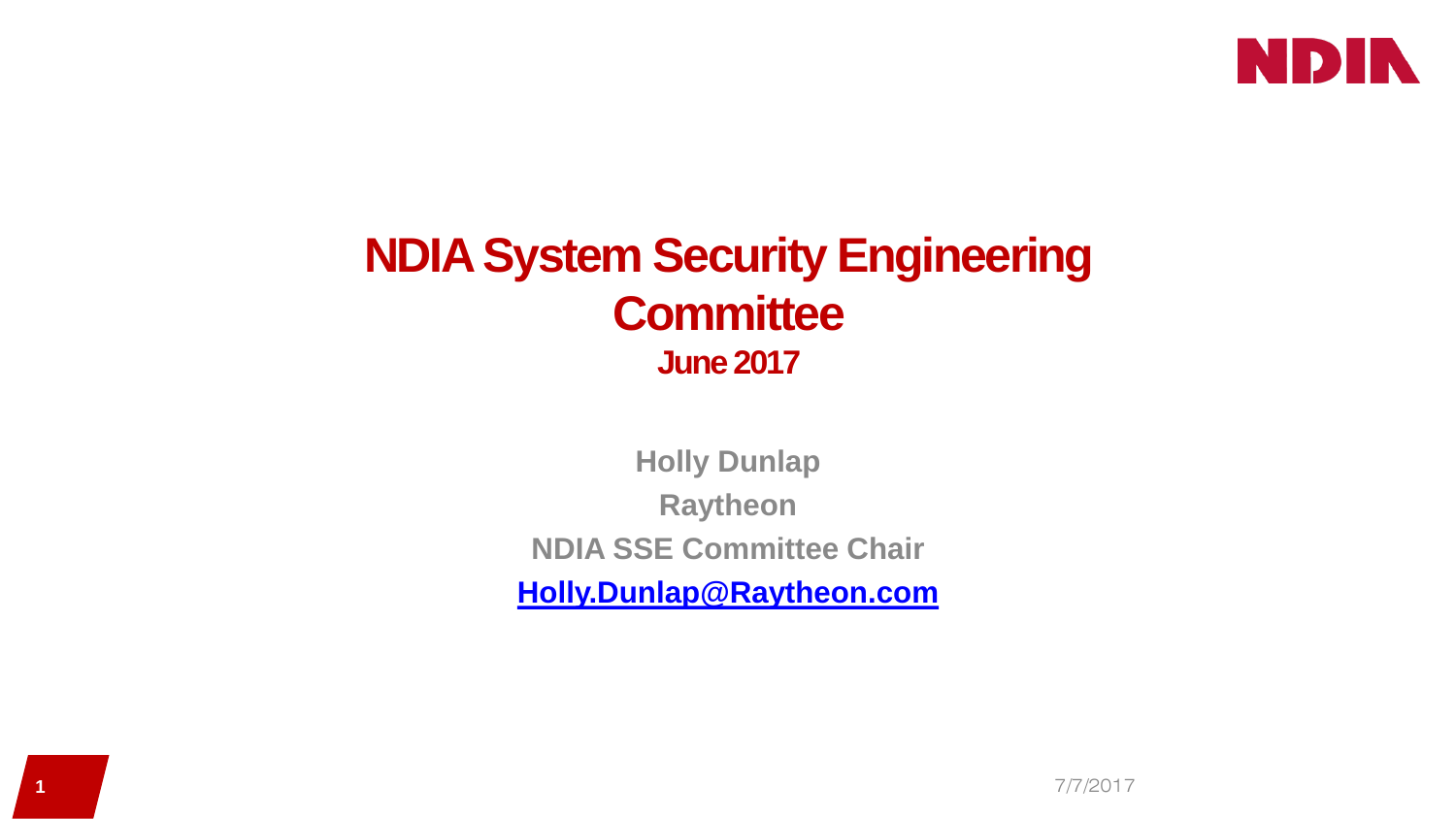# NDIA System Security Engineering Committee

## June 2017

**Holly Dunlap**

**Raytheon**

**NDIA SSE Committee Chair**

**[Holly.Dunlap@Raytheon.com](mailto:Holly.Dunlap@Raytheon.com)**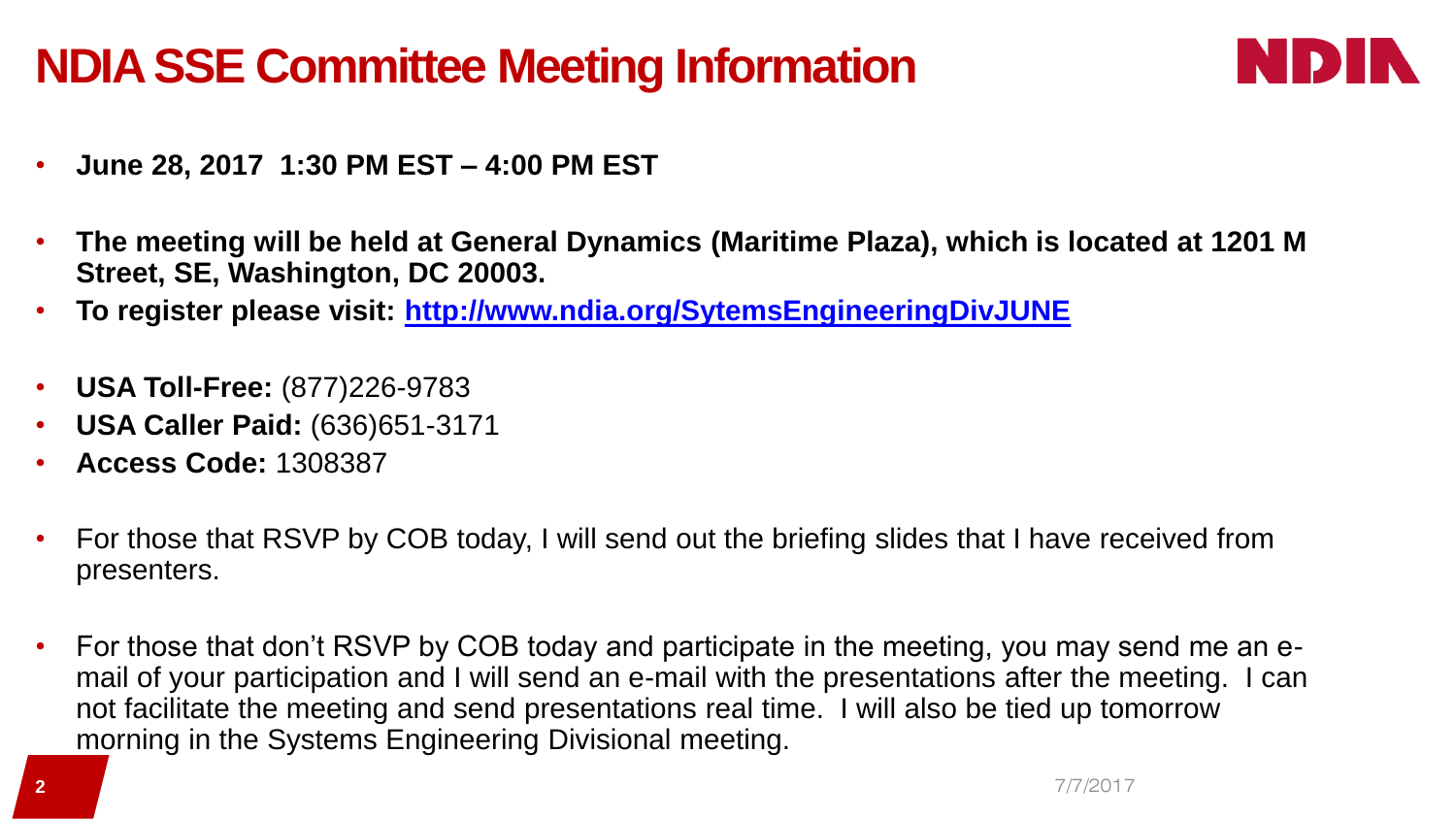# NDIA SSE Committee Meeting Information

- **June 28, 2017 1:30 PM EST – 4:00 PM EST**
- **The meeting will be held at General Dynamics (Maritime Plaza), which is located at 1201 M Street, SE, Washington, DC 20003.**
- **To register please visit: [http://www.ndia.org/SytemsEngineeringDivJUNE](http://www.ndia.org/SytemsEngineeringDivJUNE)**
- **USA Toll-Free:** (877)226-9783
- **USA Caller Paid:** (636)651-3171
- **Access Code:** 1308387
- For those that RSVP by COB today, I will send out the briefing slides that I have received from presenters.
- For those that don't RSVP by COB today and participate in the meeting, you may send me an e-mail of your participation and I will send an e-mail with the presentations after the meeting. I can not facilitate the meeting and send presentations real time. I will also be tied up tomorrow morning in the Systems Engineering Divisional meeting.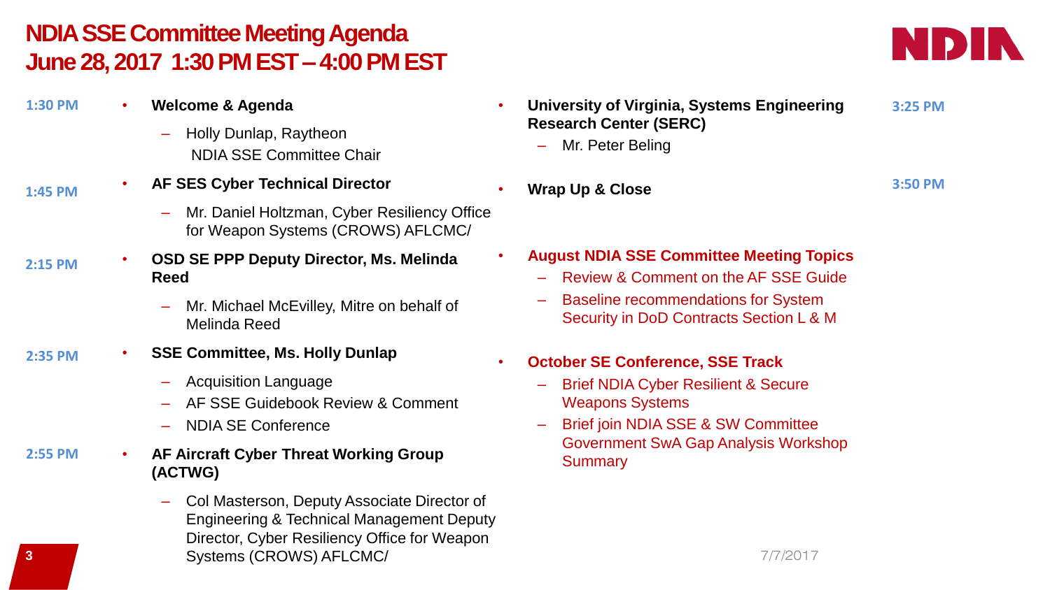# NDIA SSE Committee Meeting Agenda
## June 28, 2017 1:30 PM EST – 4:00 PM EST

**1:30 PM**

- **Welcome & Agenda**
  - Holly Dunlap, Raytheon
    NDIA SSE Committee Chair

**1:45 PM**

- **AF SES Cyber Technical Director**
  - Mr. Daniel Holtzman, Cyber Resiliency Office for Weapon Systems (CROWS) AFLCMC/

**2:15 PM**

- **OSD SE PPP Deputy Director, Ms. Melinda Reed**
  - Mr. Michael McEvilley, Mitre on behalf of Melinda Reed

**2:35 PM**

- **SSE Committee, Ms. Holly Dunlap**
  - Acquisition Language
  - AF SSE Guidebook Review & Comment
  - NDIA SE Conference

**2:55 PM**

- **AF Aircraft Cyber Threat Working Group (ACTWG)**
  - Col Masterson, Deputy Associate Director of Engineering & Technical Management Deputy Director, Cyber Resiliency Office for Weapon Systems (CROWS) AFLCMC/

**3:25 PM**

- **University of Virginia, Systems Engineering Research Center (SERC)**
  - Mr. Peter Beling

**3:50 PM**

- **Wrap Up & Close**

- **August NDIA SSE Committee Meeting Topics**
  - Review & Comment on the AF SSE Guide
  - Baseline recommendations for System Security in DoD Contracts Section L & M

- **October SE Conference, SSE Track**
  - Brief NDIA Cyber Resilient & Secure Weapons Systems
  - Brief join NDIA SSE & SW Committee Government SwA Gap Analysis Workshop Summary

7/7/2017